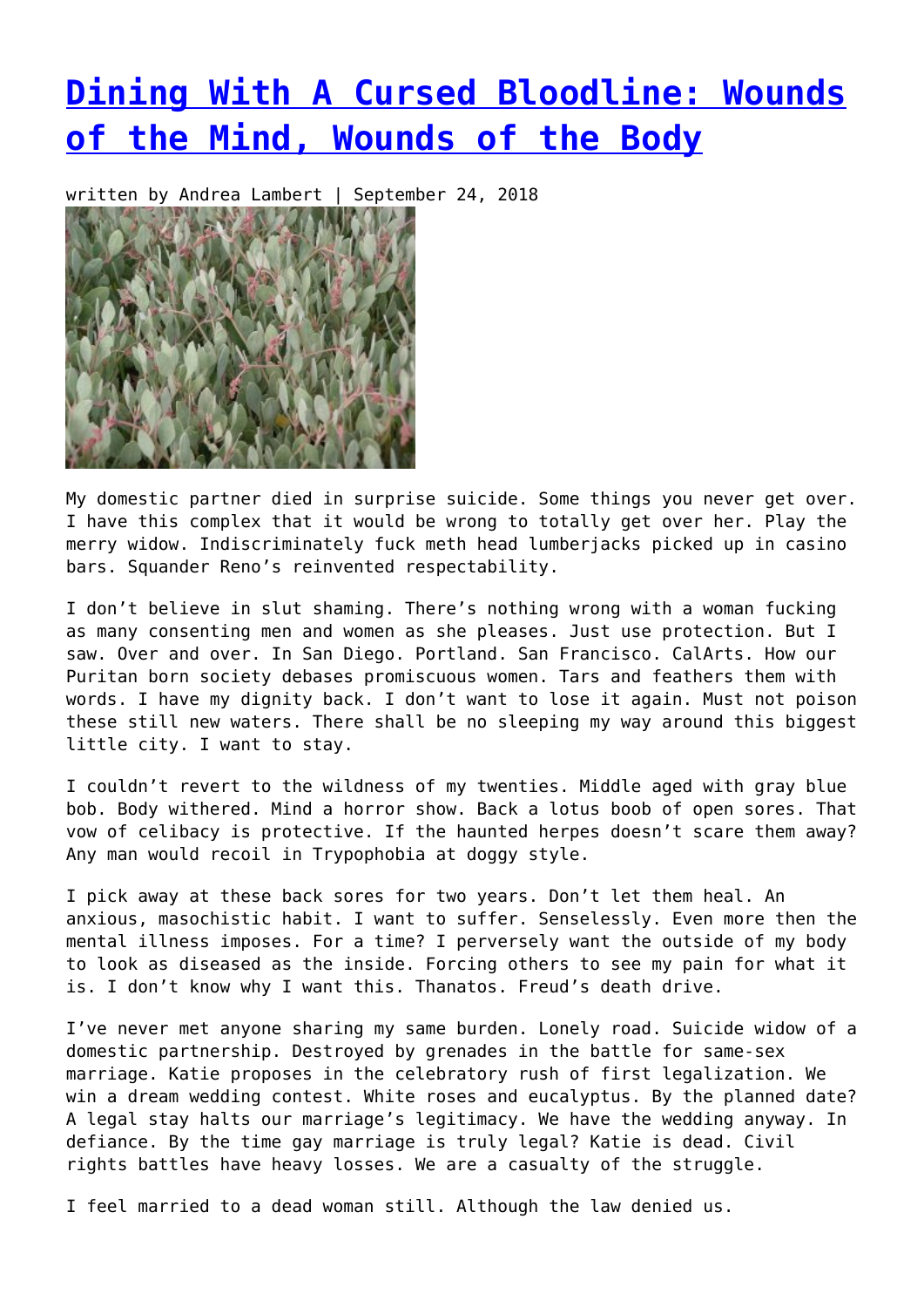# [Dining With A Cursed Bloodline: Wounds of the Mind, Wounds of the Body]()

written by Andrea Lambert | September 24, 2018

My domestic partner died in surprise suicide. Some things you never get over. I have this complex that it would be wrong to totally get over her. Play the merry widow. Indiscriminately fuck meth head lumberjacks picked up in casino bars. Squander Reno's reinvented respectability.

I don't believe in slut shaming. There's nothing wrong with a woman fucking as many consenting men and women as she pleases. Just use protection. But I saw. Over and over. In San Diego. Portland. San Francisco. CalArts. How our Puritan born society debases promiscuous women. Tars and feathers them with words. I have my dignity back. I don't want to lose it again. Must not poison these still new waters. There shall be no sleeping my way around this biggest little city. I want to stay.

I couldn't revert to the wildness of my twenties. Middle aged with gray blue bob. Body withered. Mind a horror show. Back a lotus boob of open sores. That vow of celibacy is protective. If the haunted herpes doesn't scare them away? Any man would recoil in Trypophobia at doggy style.

I pick away at these back sores for two years. Don't let them heal. An anxious, masochistic habit. I want to suffer. Senselessly. Even more then the mental illness imposes. For a time? I perversely want the outside of my body to look as diseased as the inside. Forcing others to see my pain for what it is. I don't know why I want this. Thanatos. Freud's death drive.

I've never met anyone sharing my same burden. Lonely road. Suicide widow of a domestic partnership. Destroyed by grenades in the battle for same-sex marriage. Katie proposes in the celebratory rush of first legalization. We win a dream wedding contest. White roses and eucalyptus. By the planned date? A legal stay halts our marriage's legitimacy. We have the wedding anyway. In defiance. By the time gay marriage is truly legal? Katie is dead. Civil rights battles have heavy losses. We are a casualty of the struggle.

I feel married to a dead woman still. Although the law denied us.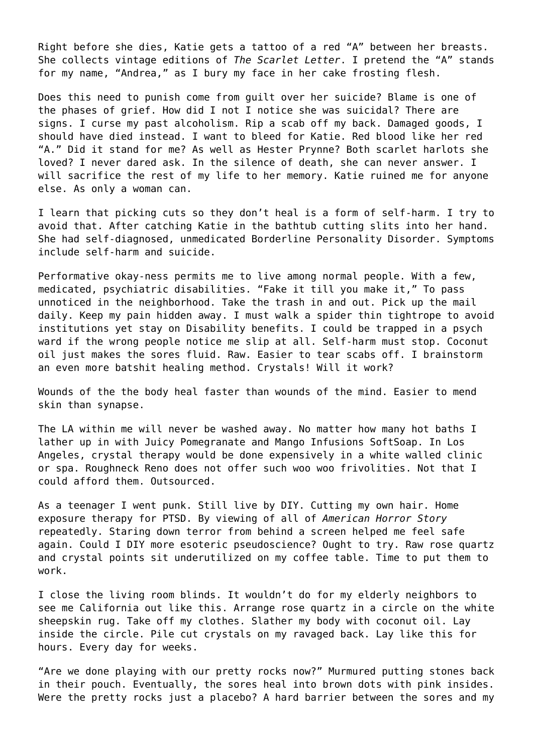Right before she dies, Katie gets a tattoo of a red "A" between her breasts. She collects vintage editions of *The Scarlet Letter*. I pretend the "A" stands for my name, "Andrea," as I bury my face in her cake frosting flesh.

Does this need to punish come from guilt over her suicide? Blame is one of the phases of grief. How did I not I notice she was suicidal? There are signs. I curse my past alcoholism. Rip a scab off my back. Damaged goods, I should have died instead. I want to bleed for Katie. Red blood like her red "A." Did it stand for me? As well as Hester Prynne? Both scarlet harlots she loved? I never dared ask. In the silence of death, she can never answer. I will sacrifice the rest of my life to her memory. Katie ruined me for anyone else. As only a woman can.

I learn that picking cuts so they don't heal is a form of self-harm. I try to avoid that. After catching Katie in the bathtub cutting slits into her hand. She had self-diagnosed, unmedicated Borderline Personality Disorder. Symptoms include self-harm and suicide.

Performative okay-ness permits me to live among normal people. With a few, medicated, psychiatric disabilities. "Fake it till you make it," To pass unnoticed in the neighborhood. Take the trash in and out. Pick up the mail daily. Keep my pain hidden away. I must walk a spider thin tightrope to avoid institutions yet stay on Disability benefits. I could be trapped in a psych ward if the wrong people notice me slip at all. Self-harm must stop. Coconut oil just makes the sores fluid. Raw. Easier to tear scabs off. I brainstorm an even more batshit healing method. Crystals! Will it work?

Wounds of the the body heal faster than wounds of the mind. Easier to mend skin than synapse.

The LA within me will never be washed away. No matter how many hot baths I lather up in with Juicy Pomegranate and Mango Infusions SoftSoap. In Los Angeles, crystal therapy would be done expensively in a white walled clinic or spa. Roughneck Reno does not offer such woo woo frivolities. Not that I could afford them. Outsourced.

As a teenager I went punk. Still live by DIY. Cutting my own hair. Home exposure therapy for PTSD. By viewing of all of *American Horror Story* repeatedly. Staring down terror from behind a screen helped me feel safe again. Could I DIY more esoteric pseudoscience? Ought to try. Raw rose quartz and crystal points sit underutilized on my coffee table. Time to put them to work.

I close the living room blinds. It wouldn't do for my elderly neighbors to see me California out like this. Arrange rose quartz in a circle on the white sheepskin rug. Take off my clothes. Slather my body with coconut oil. Lay inside the circle. Pile cut crystals on my ravaged back. Lay like this for hours. Every day for weeks.

"Are we done playing with our pretty rocks now?" Murmured putting stones back in their pouch. Eventually, the sores heal into brown dots with pink insides. Were the pretty rocks just a placebo? A hard barrier between the sores and my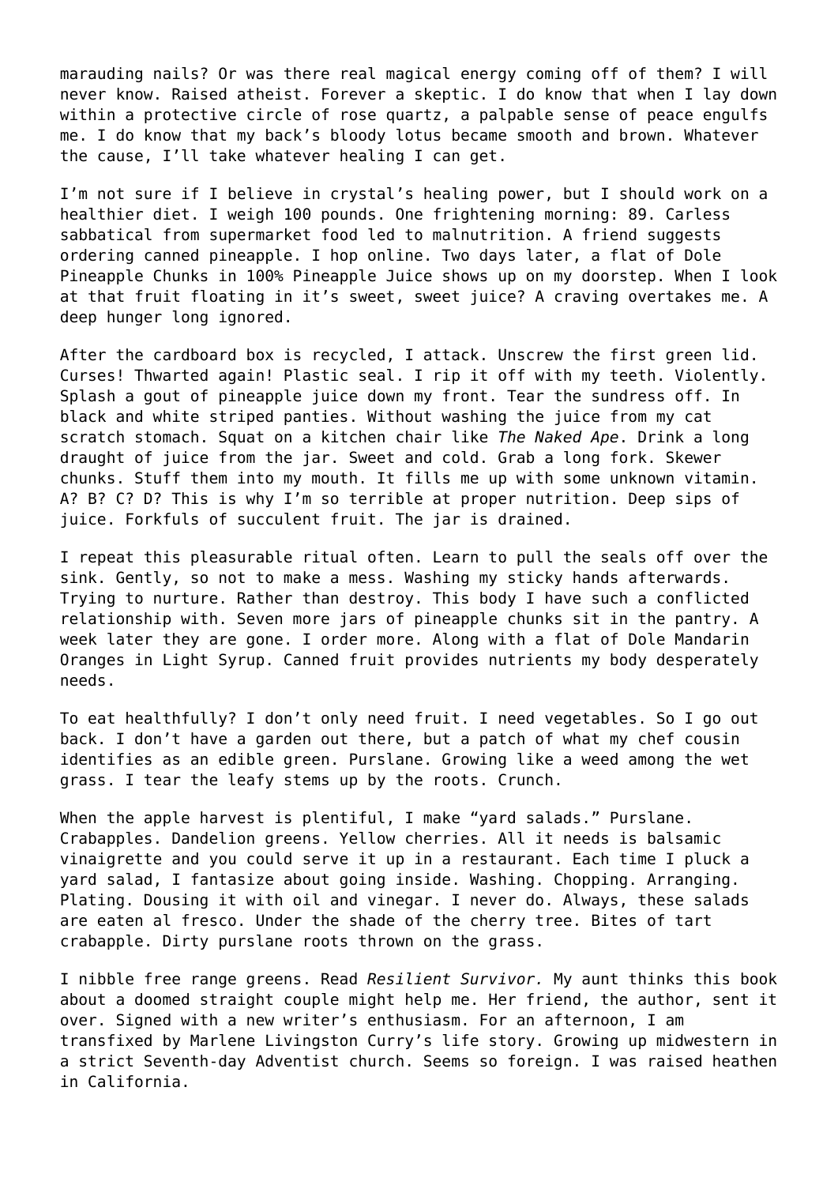marauding nails? Or was there real magical energy coming off of them? I will never know. Raised atheist. Forever a skeptic. I do know that when I lay down within a protective circle of rose quartz, a palpable sense of peace engulfs me. I do know that my back's bloody lotus became smooth and brown. Whatever the cause, I'll take whatever healing I can get.

I'm not sure if I believe in crystal's healing power, but I should work on a healthier diet. I weigh 100 pounds. One frightening morning: 89. Carless sabbatical from supermarket food led to malnutrition. A friend suggests ordering canned pineapple. I hop online. Two days later, a flat of Dole Pineapple Chunks in 100% Pineapple Juice shows up on my doorstep. When I look at that fruit floating in it's sweet, sweet juice? A craving overtakes me. A deep hunger long ignored.

After the cardboard box is recycled, I attack. Unscrew the first green lid. Curses! Thwarted again! Plastic seal. I rip it off with my teeth. Violently. Splash a gout of pineapple juice down my front. Tear the sundress off. In black and white striped panties. Without washing the juice from my cat scratch stomach. Squat on a kitchen chair like *The Naked Ape*. Drink a long draught of juice from the jar. Sweet and cold. Grab a long fork. Skewer chunks. Stuff them into my mouth. It fills me up with some unknown vitamin. A? B? C? D? This is why I'm so terrible at proper nutrition. Deep sips of juice. Forkfuls of succulent fruit. The jar is drained.

I repeat this pleasurable ritual often. Learn to pull the seals off over the sink. Gently, so not to make a mess. Washing my sticky hands afterwards. Trying to nurture. Rather than destroy. This body I have such a conflicted relationship with. Seven more jars of pineapple chunks sit in the pantry. A week later they are gone. I order more. Along with a flat of Dole Mandarin Oranges in Light Syrup. Canned fruit provides nutrients my body desperately needs.

To eat healthfully? I don't only need fruit. I need vegetables. So I go out back. I don't have a garden out there, but a patch of what my chef cousin identifies as an edible green. Purslane. Growing like a weed among the wet grass. I tear the leafy stems up by the roots. Crunch.

When the apple harvest is plentiful, I make "yard salads." Purslane. Crabapples. Dandelion greens. Yellow cherries. All it needs is balsamic vinaigrette and you could serve it up in a restaurant. Each time I pluck a yard salad, I fantasize about going inside. Washing. Chopping. Arranging. Plating. Dousing it with oil and vinegar. I never do. Always, these salads are eaten al fresco. Under the shade of the cherry tree. Bites of tart crabapple. Dirty purslane roots thrown on the grass.

I nibble free range greens. Read *Resilient Survivor.* My aunt thinks this book about a doomed straight couple might help me. Her friend, the author, sent it over. Signed with a new writer's enthusiasm. For an afternoon, I am transfixed by Marlene Livingston Curry's life story. Growing up midwestern in a strict Seventh-day Adventist church. Seems so foreign. I was raised heathen in California.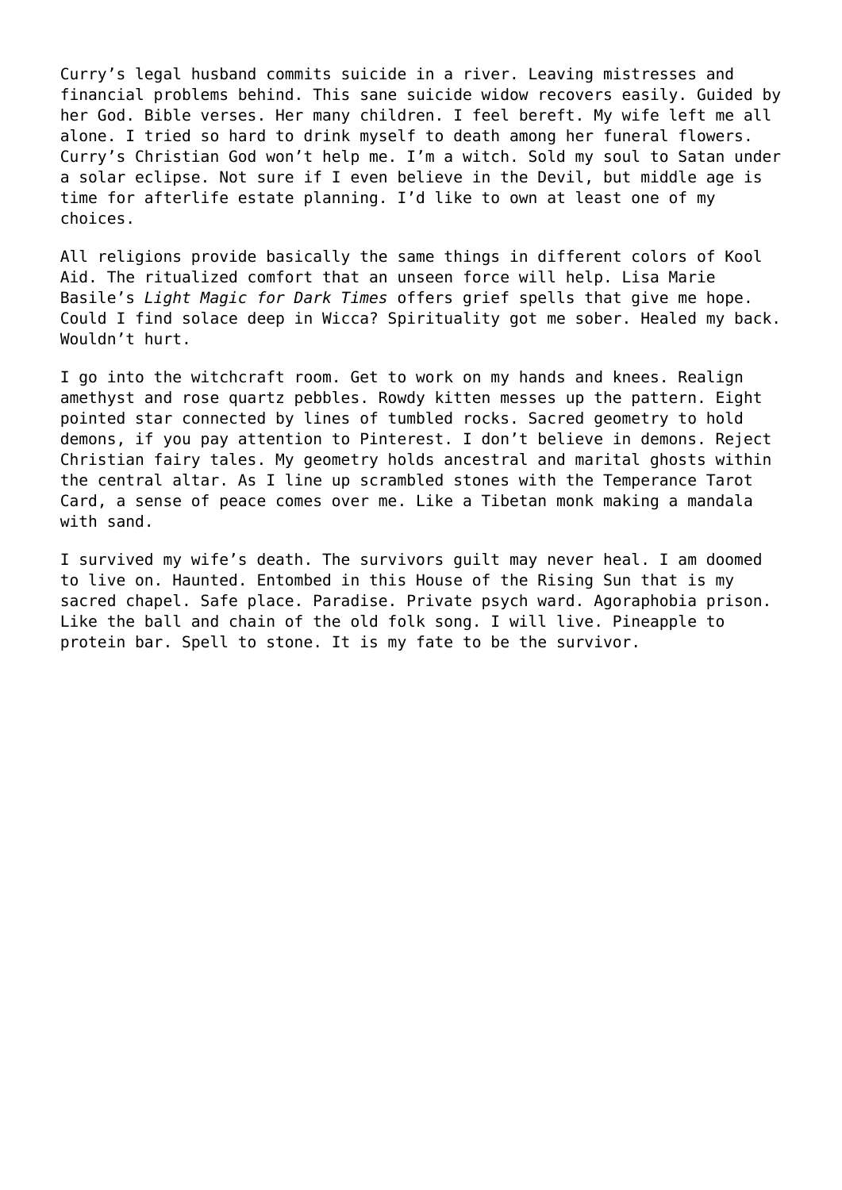Curry's legal husband commits suicide in a river. Leaving mistresses and financial problems behind. This sane suicide widow recovers easily. Guided by her God. Bible verses. Her many children. I feel bereft. My wife left me all alone. I tried so hard to drink myself to death among her funeral flowers. Curry's Christian God won't help me. I'm a witch. Sold my soul to Satan under a solar eclipse. Not sure if I even believe in the Devil, but middle age is time for afterlife estate planning. I'd like to own at least one of my choices.

All religions provide basically the same things in different colors of Kool Aid. The ritualized comfort that an unseen force will help. Lisa Marie Basile's *Light Magic for Dark Times* offers grief spells that give me hope. Could I find solace deep in Wicca? Spirituality got me sober. Healed my back. Wouldn't hurt.

I go into the witchcraft room. Get to work on my hands and knees. Realign amethyst and rose quartz pebbles. Rowdy kitten messes up the pattern. Eight pointed star connected by lines of tumbled rocks. Sacred geometry to hold demons, if you pay attention to Pinterest. I don't believe in demons. Reject Christian fairy tales. My geometry holds ancestral and marital ghosts within the central altar. As I line up scrambled stones with the Temperance Tarot Card, a sense of peace comes over me. Like a Tibetan monk making a mandala with sand.

I survived my wife's death. The survivors guilt may never heal. I am doomed to live on. Haunted. Entombed in this House of the Rising Sun that is my sacred chapel. Safe place. Paradise. Private psych ward. Agoraphobia prison. Like the ball and chain of the old folk song. I will live. Pineapple to protein bar. Spell to stone. It is my fate to be the survivor.